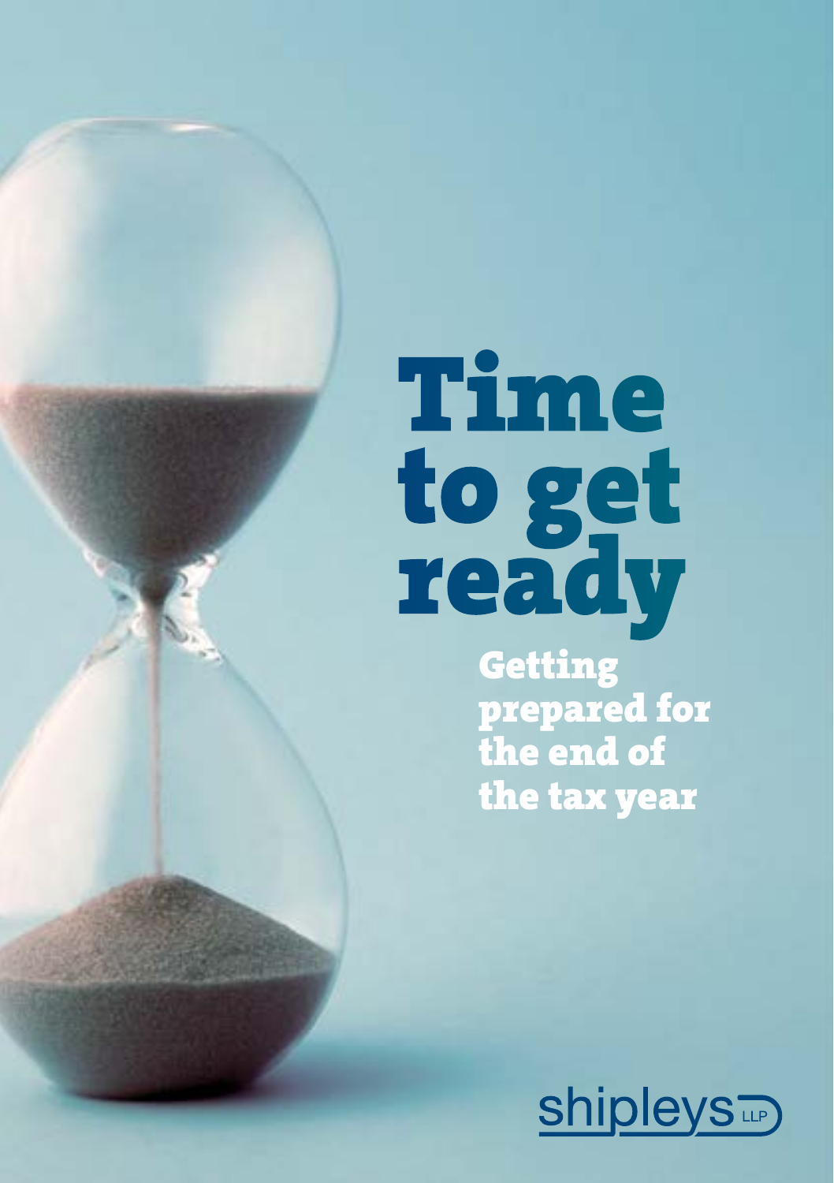# Time to get ready

## Getting prepared for the end of the tax year

shipleys LLP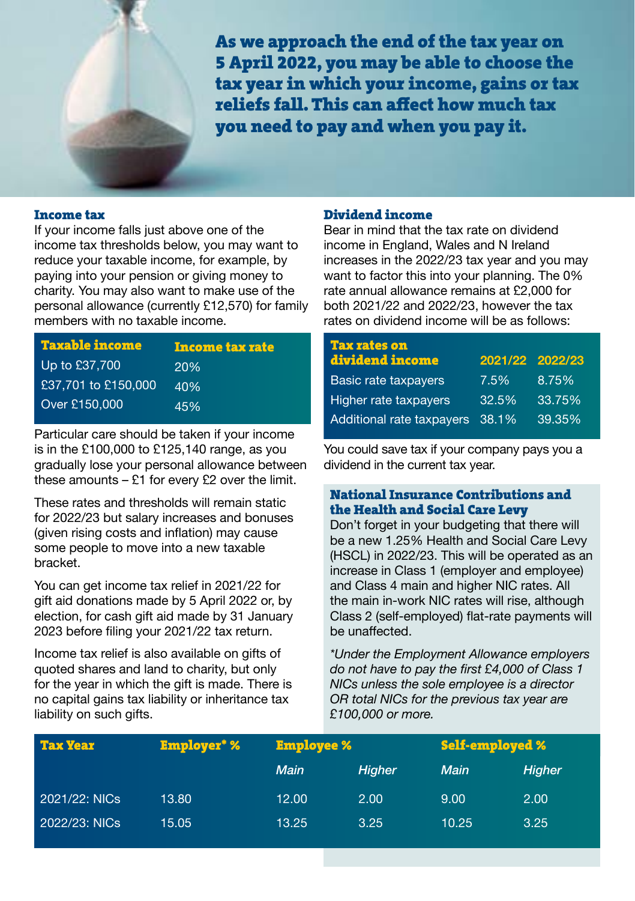**As we approach the end of the tax year on 5 April 2022, you may be able to choose the tax year in which your income, gains or tax reliefs fall. This can affect how much tax you need to pay and when you pay it.**

### Income tax

If your income falls just above one of the income tax thresholds below, you may want to reduce your taxable income, for example, by paying into your pension or giving money to charity. You may also want to make use of the personal allowance (currently £12,570) for family members with no taxable income.

| Taxable income | Income tax rate |
|---|---|
| Up to £37,700 | 20% |
| £37,701 to £150,000 | 40% |
| Over £150,000 | 45% |

Particular care should be taken if your income is in the £100,000 to £125,140 range, as you gradually lose your personal allowance between these amounts – £1 for every £2 over the limit.

These rates and thresholds will remain static for 2022/23 but salary increases and bonuses (given rising costs and inflation) may cause some people to move into a new taxable bracket.

You can get income tax relief in 2021/22 for gift aid donations made by 5 April 2022 or, by election, for cash gift aid made by 31 January 2023 before filing your 2021/22 tax return.

Income tax relief is also available on gifts of quoted shares and land to charity, but only for the year in which the gift is made. There is no capital gains tax liability or inheritance tax liability on such gifts.

### Dividend income

Bear in mind that the tax rate on dividend income in England, Wales and N Ireland increases in the 2022/23 tax year and you may want to factor this into your planning. The 0% rate annual allowance remains at £2,000 for both 2021/22 and 2022/23, however the tax rates on dividend income will be as follows:

| Tax rates on dividend income | 2021/22 | 2022/23 |
|---|---|---|
| Basic rate taxpayers | 7.5% | 8.75% |
| Higher rate taxpayers | 32.5% | 33.75% |
| Additional rate taxpayers | 38.1% | 39.35% |

You could save tax if your company pays you a dividend in the current tax year.

### National Insurance Contributions and the Health and Social Care Levy

Don't forget in your budgeting that there will be a new 1.25% Health and Social Care Levy (HSCL) in 2022/23. This will be operated as an increase in Class 1 (employer and employee) and Class 4 main and higher NIC rates. All the main in-work NIC rates will rise, although Class 2 (self-employed) flat-rate payments will be unaffected.

*\*Under the Employment Allowance employers do not have to pay the first £4,000 of Class 1 NICs unless the sole employee is a director OR total NICs for the previous tax year are £100,000 or more.*

| Tax Year | Employer* % | Employee % | | Self-employed % | |
|---|---|---|---|---|---|
| | | *Main* | *Higher* | *Main* | *Higher* |
| 2021/22: NICs | 13.80 | 12.00 | 2.00 | 9.00 | 2.00 |
| 2022/23: NICs | 15.05 | 13.25 | 3.25 | 10.25 | 3.25 |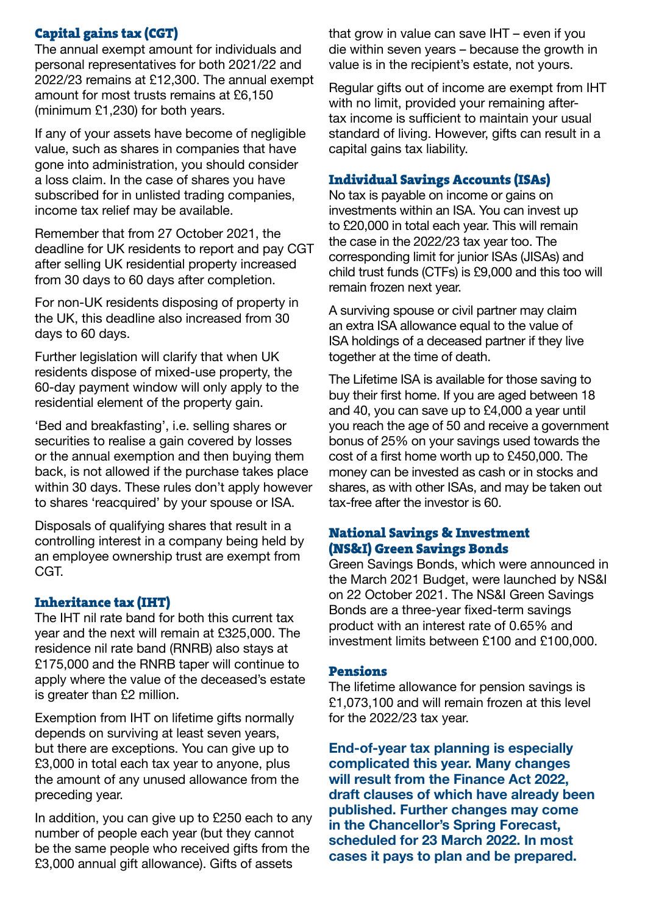### Capital gains tax (CGT)

The annual exempt amount for individuals and personal representatives for both 2021/22 and 2022/23 remains at £12,300. The annual exempt amount for most trusts remains at £6,150 (minimum £1,230) for both years.

If any of your assets have become of negligible value, such as shares in companies that have gone into administration, you should consider a loss claim. In the case of shares you have subscribed for in unlisted trading companies, income tax relief may be available.

Remember that from 27 October 2021, the deadline for UK residents to report and pay CGT after selling UK residential property increased from 30 days to 60 days after completion.

For non-UK residents disposing of property in the UK, this deadline also increased from 30 days to 60 days.

Further legislation will clarify that when UK residents dispose of mixed-use property, the 60-day payment window will only apply to the residential element of the property gain.

'Bed and breakfasting', i.e. selling shares or securities to realise a gain covered by losses or the annual exemption and then buying them back, is not allowed if the purchase takes place within 30 days. These rules don't apply however to shares 'reacquired' by your spouse or ISA.

Disposals of qualifying shares that result in a controlling interest in a company being held by an employee ownership trust are exempt from CGT.

### Inheritance tax (IHT)

The IHT nil rate band for both this current tax year and the next will remain at £325,000. The residence nil rate band (RNRB) also stays at £175,000 and the RNRB taper will continue to apply where the value of the deceased's estate is greater than £2 million.

Exemption from IHT on lifetime gifts normally depends on surviving at least seven years, but there are exceptions. You can give up to £3,000 in total each tax year to anyone, plus the amount of any unused allowance from the preceding year.

In addition, you can give up to £250 each to any number of people each year (but they cannot be the same people who received gifts from the £3,000 annual gift allowance). Gifts of assets that grow in value can save IHT – even if you die within seven years – because the growth in value is in the recipient's estate, not yours.

Regular gifts out of income are exempt from IHT with no limit, provided your remaining after-tax income is sufficient to maintain your usual standard of living. However, gifts can result in a capital gains tax liability.

### Individual Savings Accounts (ISAs)

No tax is payable on income or gains on investments within an ISA. You can invest up to £20,000 in total each year. This will remain the case in the 2022/23 tax year too. The corresponding limit for junior ISAs (JISAs) and child trust funds (CTFs) is £9,000 and this too will remain frozen next year.

A surviving spouse or civil partner may claim an extra ISA allowance equal to the value of ISA holdings of a deceased partner if they live together at the time of death.

The Lifetime ISA is available for those saving to buy their first home. If you are aged between 18 and 40, you can save up to £4,000 a year until you reach the age of 50 and receive a government bonus of 25% on your savings used towards the cost of a first home worth up to £450,000. The money can be invested as cash or in stocks and shares, as with other ISAs, and may be taken out tax-free after the investor is 60.

### National Savings & Investment (NS&I) Green Savings Bonds

Green Savings Bonds, which were announced in the March 2021 Budget, were launched by NS&I on 22 October 2021. The NS&I Green Savings Bonds are a three-year fixed-term savings product with an interest rate of 0.65% and investment limits between £100 and £100,000.

### Pensions

The lifetime allowance for pension savings is £1,073,100 and will remain frozen at this level for the 2022/23 tax year.

**End-of-year tax planning is especially complicated this year. Many changes will result from the Finance Act 2022, draft clauses of which have already been published. Further changes may come in the Chancellor's Spring Forecast, scheduled for 23 March 2022. In most cases it pays to plan and be prepared.**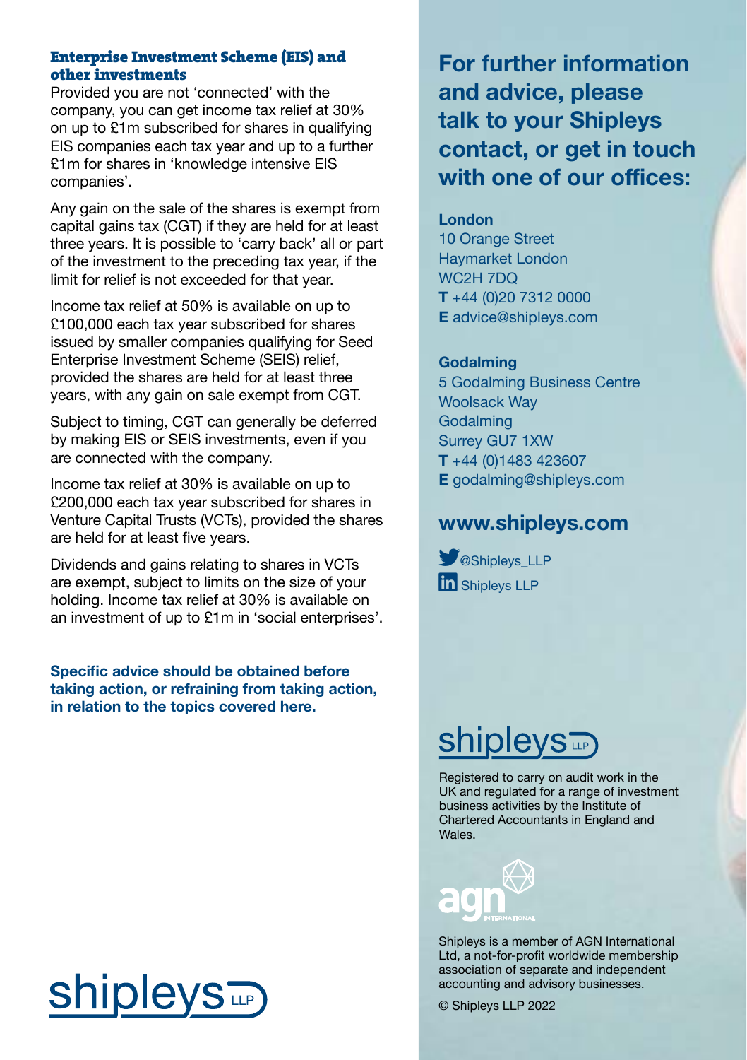### Enterprise Investment Scheme (EIS) and other investments

Provided you are not 'connected' with the company, you can get income tax relief at 30% on up to £1m subscribed for shares in qualifying EIS companies each tax year and up to a further £1m for shares in 'knowledge intensive EIS companies'.

Any gain on the sale of the shares is exempt from capital gains tax (CGT) if they are held for at least three years. It is possible to 'carry back' all or part of the investment to the preceding tax year, if the limit for relief is not exceeded for that year.

Income tax relief at 50% is available on up to £100,000 each tax year subscribed for shares issued by smaller companies qualifying for Seed Enterprise Investment Scheme (SEIS) relief, provided the shares are held for at least three years, with any gain on sale exempt from CGT.

Subject to timing, CGT can generally be deferred by making EIS or SEIS investments, even if you are connected with the company.

Income tax relief at 30% is available on up to £200,000 each tax year subscribed for shares in Venture Capital Trusts (VCTs), provided the shares are held for at least five years.

Dividends and gains relating to shares in VCTs are exempt, subject to limits on the size of your holding. Income tax relief at 30% is available on an investment of up to £1m in 'social enterprises'.

**Specific advice should be obtained before taking action, or refraining from taking action, in relation to the topics covered here.**

shipleys LLP

## For further information and advice, please talk to your Shipleys contact, or get in touch with one of our offices:

**London**
10 Orange Street
Haymarket London
WC2H 7DQ
**T** +44 (0)20 7312 0000
**E** advice@shipleys.com

**Godalming**
5 Godalming Business Centre
Woolsack Way
Godalming
Surrey GU7 1XW
**T** +44 (0)1483 423607
**E** godalming@shipleys.com

**www.shipleys.com**

@Shipleys_LLP
Shipleys LLP

shipleys LLP

Registered to carry on audit work in the UK and regulated for a range of investment business activities by the Institute of Chartered Accountants in England and Wales.

agn INTERNATIONAL

Shipleys is a member of AGN International Ltd, a not-for-profit worldwide membership association of separate and independent accounting and advisory businesses.

© Shipleys LLP 2022